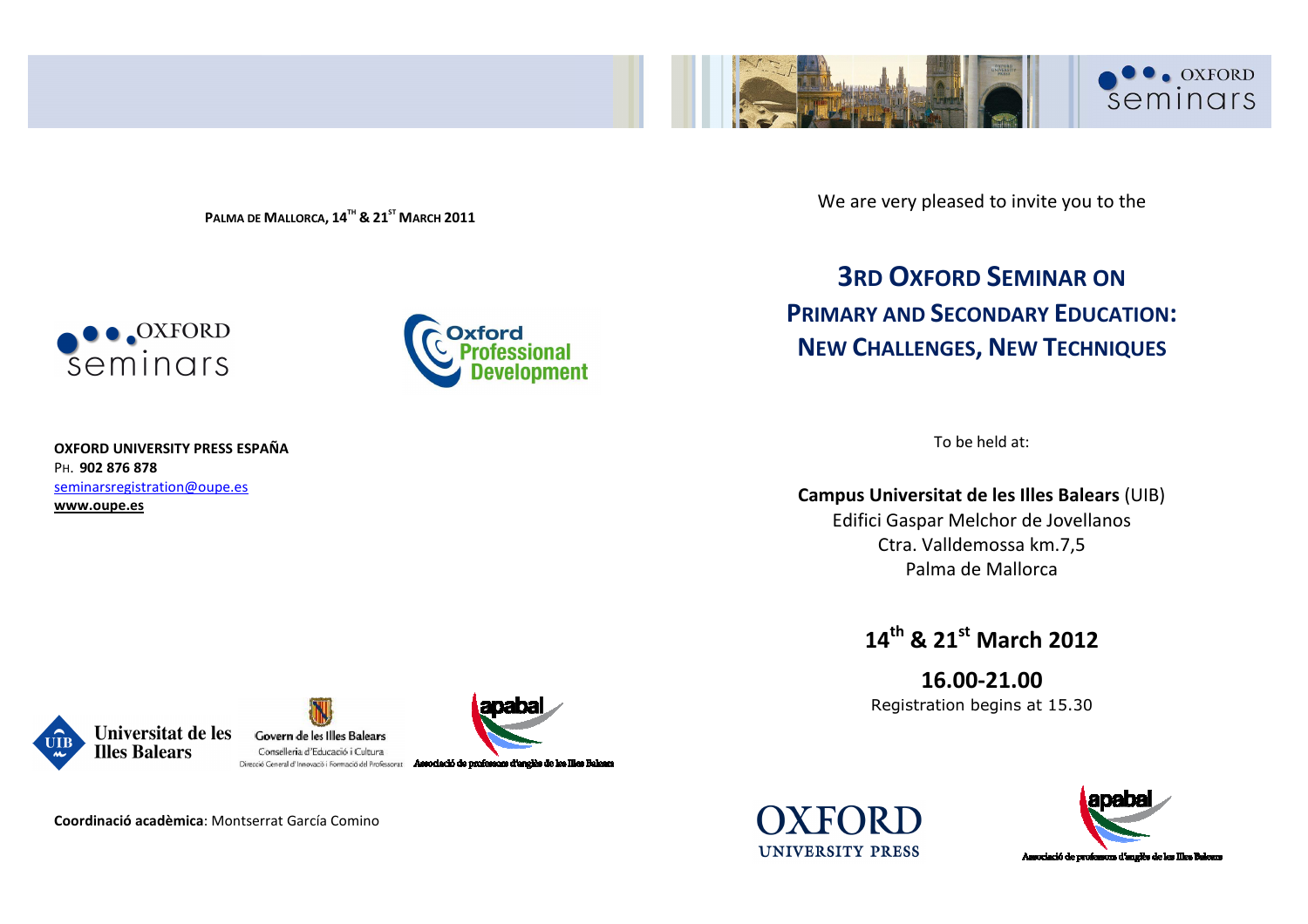**PALMA DE MALLORCA, 14TH & 21ST MARCH 2011**

**OXFORD UNIVERSITY PRESS ESPAÑA**
PH. **902 876 878**
seminarsregistration@oupe.es
**www.oupe.es**

**Coordinació acadèmica**: Montserrat García Comino

We are very pleased to invite you to the

# 3RD OXFORD SEMINAR ON PRIMARY AND SECONDARY EDUCATION: NEW CHALLENGES, NEW TECHNIQUES

To be held at:

**Campus Universitat de les Illes Balears** (UIB)
Edifici Gaspar Melchor de Jovellanos
Ctra. Valldemossa km.7,5
Palma de Mallorca

## 14th & 21st March 2012

**16.00-21.00**
Registration begins at 15.30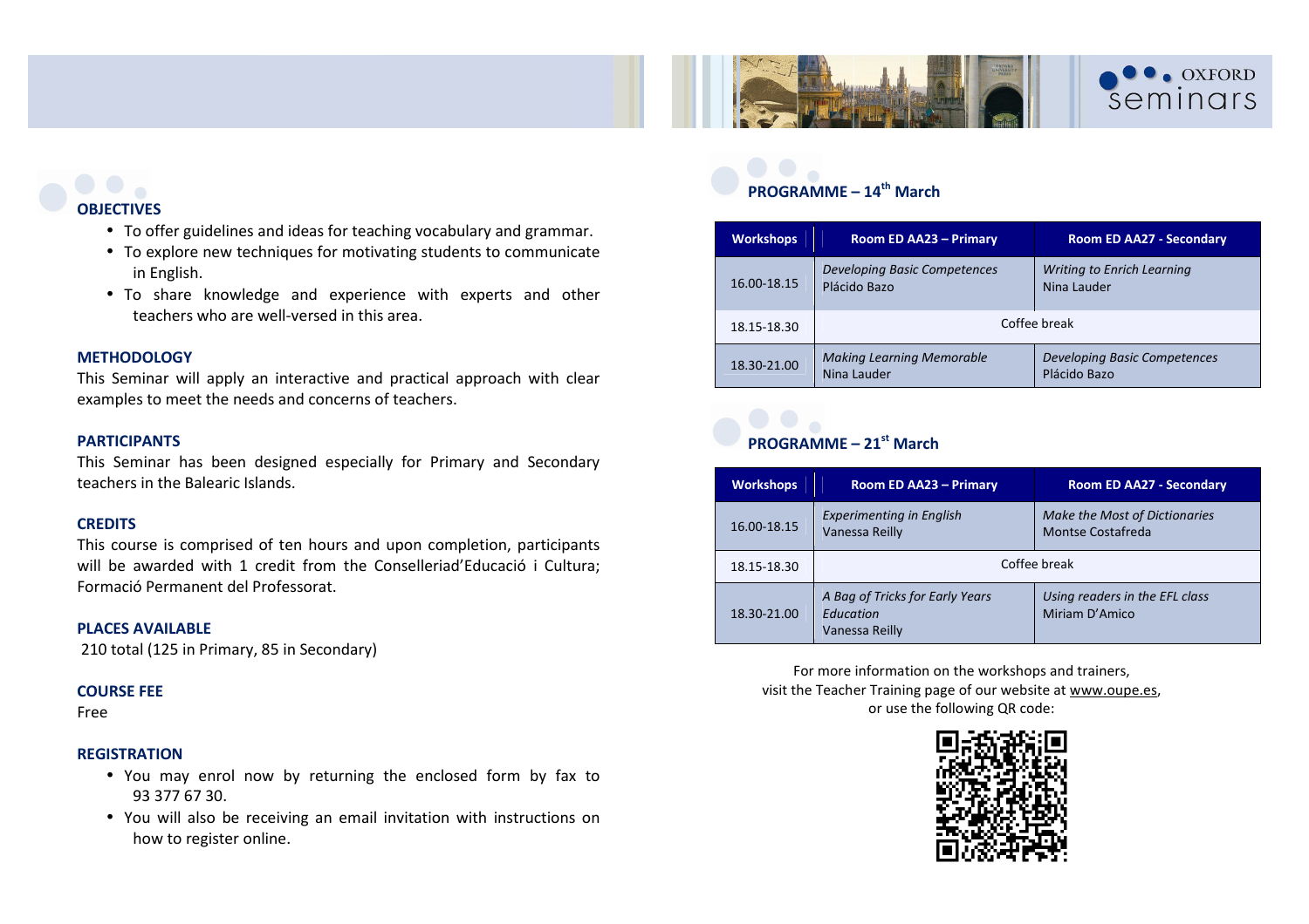OXFORD seminars

## OBJECTIVES

- To offer guidelines and ideas for teaching vocabulary and grammar.
- To explore new techniques for motivating students to communicate in English.
- To share knowledge and experience with experts and other teachers who are well-versed in this area.

## METHODOLOGY

This Seminar will apply an interactive and practical approach with clear examples to meet the needs and concerns of teachers.

## PARTICIPANTS

This Seminar has been designed especially for Primary and Secondary teachers in the Balearic Islands.

## CREDITS

This course is comprised of ten hours and upon completion, participants will be awarded with 1 credit from the Conselleriad'Educació i Cultura; Formació Permanent del Professorat.

## PLACES AVAILABLE

210 total (125 in Primary, 85 in Secondary)

## COURSE FEE

Free

## REGISTRATION

- You may enrol now by returning the enclosed form by fax to 93 377 67 30.
- You will also be receiving an email invitation with instructions on how to register online.

## PROGRAMME – 14th March

| Workshops | Room ED AA23 – Primary | Room ED AA27 - Secondary |
|---|---|---|
| 16.00-18.15 | *Developing Basic Competences* Plácido Bazo | *Writing to Enrich Learning* Nina Lauder |
| 18.15-18.30 | Coffee break | |
| 18.30-21.00 | *Making Learning Memorable* Nina Lauder | *Developing Basic Competences* Plácido Bazo |

## PROGRAMME – 21st March

| Workshops | Room ED AA23 – Primary | Room ED AA27 - Secondary |
|---|---|---|
| 16.00-18.15 | *Experimenting in English* Vanessa Reilly | *Make the Most of Dictionaries* Montse Costafreda |
| 18.15-18.30 | Coffee break | |
| 18.30-21.00 | *A Bag of Tricks for Early Years Education* Vanessa Reilly | *Using readers in the EFL class* Miriam D'Amico |

For more information on the workshops and trainers,
visit the Teacher Training page of our website at www.oupe.es,
or use the following QR code: